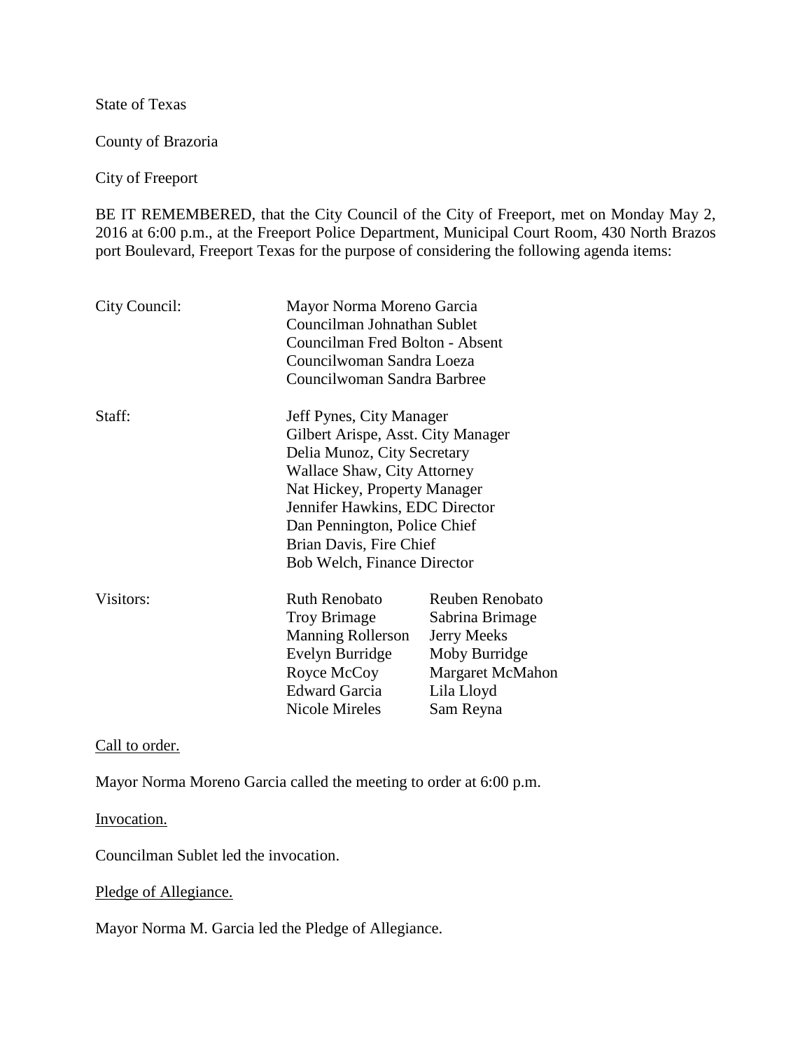State of Texas

County of Brazoria

City of Freeport

BE IT REMEMBERED, that the City Council of the City of Freeport, met on Monday May 2, 2016 at 6:00 p.m., at the Freeport Police Department, Municipal Court Room, 430 North Brazos port Boulevard, Freeport Texas for the purpose of considering the following agenda items:

| | | |
|---|---|---|
| City Council: | Mayor Norma Moreno Garcia | |
| | Councilman Johnathan Sublet | |
| | Councilman Fred Bolton - Absent | |
| | Councilwoman Sandra Loeza | |
| | Councilwoman Sandra Barbree | |
| Staff: | Jeff Pynes, City Manager | |
| | Gilbert Arispe, Asst. City Manager | |
| | Delia Munoz, City Secretary | |
| | Wallace Shaw, City Attorney | |
| | Nat Hickey, Property Manager | |
| | Jennifer Hawkins, EDC Director | |
| | Dan Pennington, Police Chief | |
| | Brian Davis, Fire Chief | |
| | Bob Welch, Finance Director | |
| Visitors: | Ruth Renobato | Reuben Renobato |
| | Troy Brimage | Sabrina Brimage |
| | Manning Rollerson | Jerry Meeks |
| | Evelyn Burridge | Moby Burridge |
| | Royce McCoy | Margaret McMahon |
| | Edward Garcia | Lila Lloyd |
| | Nicole Mireles | Sam Reyna |

Call to order.

Mayor Norma Moreno Garcia called the meeting to order at 6:00 p.m.

Invocation.

Councilman Sublet led the invocation.

Pledge of Allegiance.

Mayor Norma M. Garcia led the Pledge of Allegiance.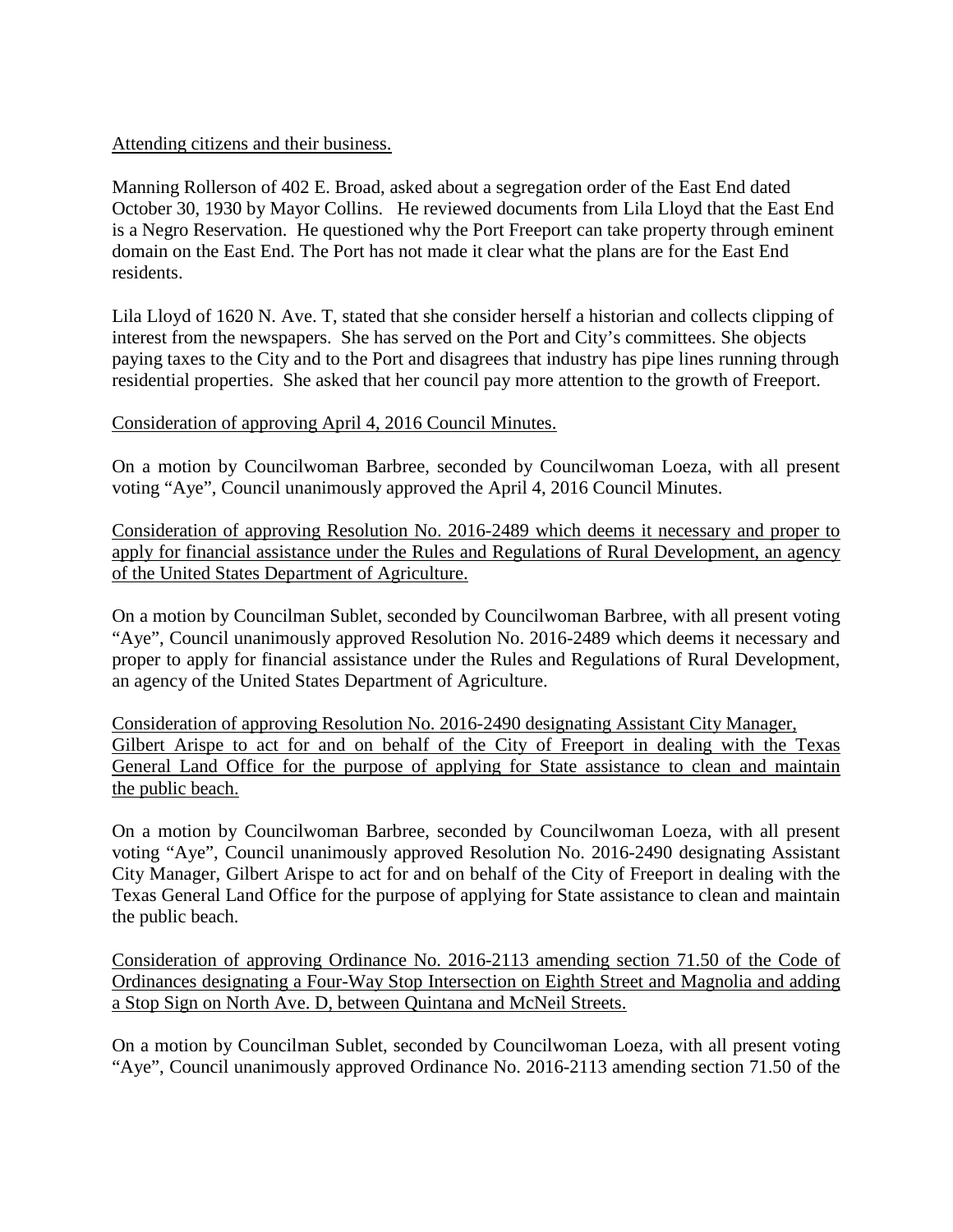Attending citizens and their business.

Manning Rollerson of 402 E. Broad, asked about a segregation order of the East End dated October 30, 1930 by Mayor Collins. He reviewed documents from Lila Lloyd that the East End is a Negro Reservation. He questioned why the Port Freeport can take property through eminent domain on the East End. The Port has not made it clear what the plans are for the East End residents.

Lila Lloyd of 1620 N. Ave. T, stated that she consider herself a historian and collects clipping of interest from the newspapers. She has served on the Port and City's committees. She objects paying taxes to the City and to the Port and disagrees that industry has pipe lines running through residential properties. She asked that her council pay more attention to the growth of Freeport.

Consideration of approving April 4, 2016 Council Minutes.

On a motion by Councilwoman Barbree, seconded by Councilwoman Loeza, with all present voting "Aye", Council unanimously approved the April 4, 2016 Council Minutes.

Consideration of approving Resolution No. 2016-2489 which deems it necessary and proper to apply for financial assistance under the Rules and Regulations of Rural Development, an agency of the United States Department of Agriculture.

On a motion by Councilman Sublet, seconded by Councilwoman Barbree, with all present voting "Aye", Council unanimously approved Resolution No. 2016-2489 which deems it necessary and proper to apply for financial assistance under the Rules and Regulations of Rural Development, an agency of the United States Department of Agriculture.

Consideration of approving Resolution No. 2016-2490 designating Assistant City Manager, Gilbert Arispe to act for and on behalf of the City of Freeport in dealing with the Texas General Land Office for the purpose of applying for State assistance to clean and maintain the public beach.

On a motion by Councilwoman Barbree, seconded by Councilwoman Loeza, with all present voting "Aye", Council unanimously approved Resolution No. 2016-2490 designating Assistant City Manager, Gilbert Arispe to act for and on behalf of the City of Freeport in dealing with the Texas General Land Office for the purpose of applying for State assistance to clean and maintain the public beach.

Consideration of approving Ordinance No. 2016-2113 amending section 71.50 of the Code of Ordinances designating a Four-Way Stop Intersection on Eighth Street and Magnolia and adding a Stop Sign on North Ave. D, between Quintana and McNeil Streets.

On a motion by Councilman Sublet, seconded by Councilwoman Loeza, with all present voting "Aye", Council unanimously approved Ordinance No. 2016-2113 amending section 71.50 of the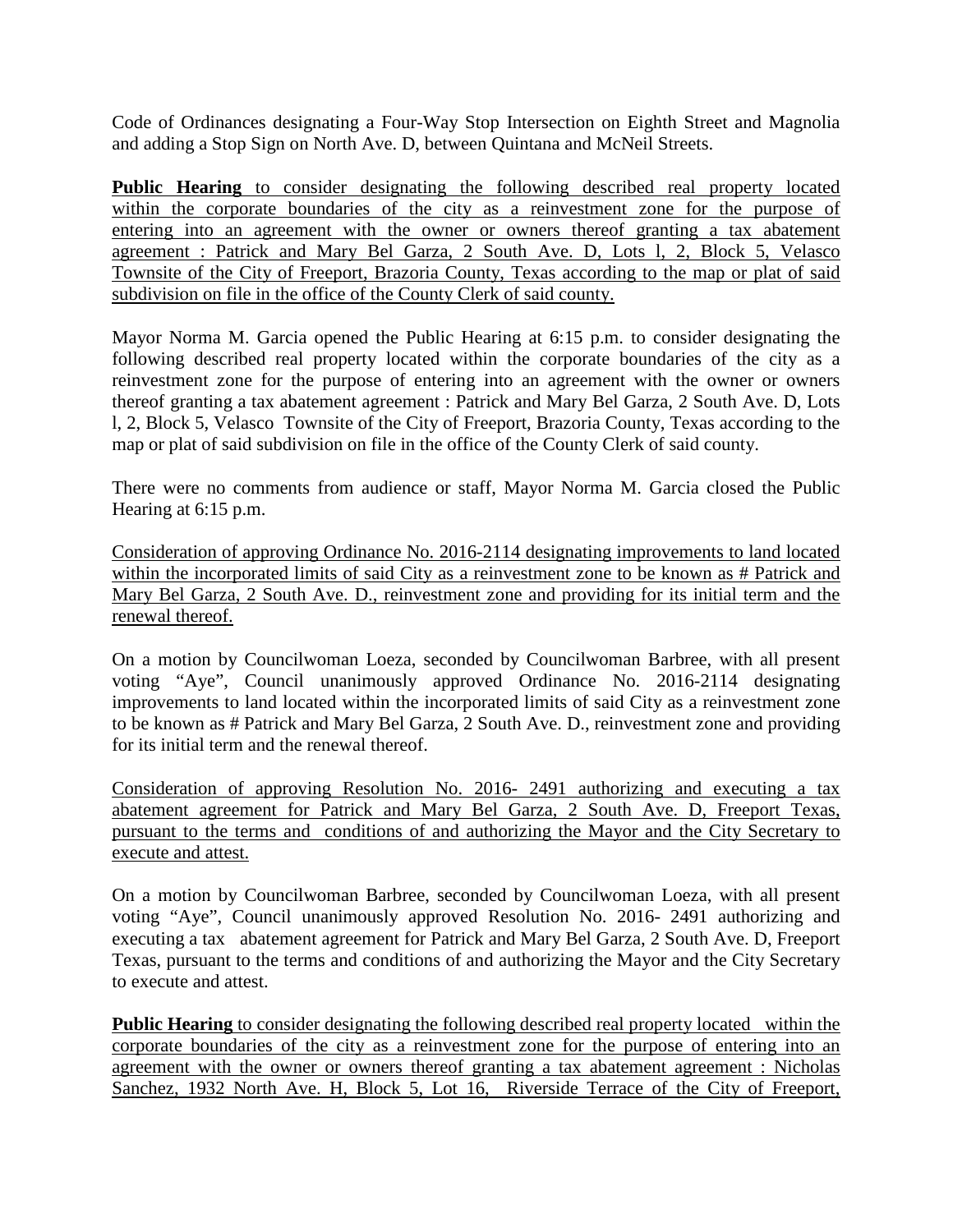Code of Ordinances designating a Four-Way Stop Intersection on Eighth Street and Magnolia and adding a Stop Sign on North Ave. D, between Quintana and McNeil Streets.

<u>**Public Hearing** to consider designating the following described real property located within the corporate boundaries of the city as a reinvestment zone for the purpose of entering into an agreement with the owner or owners thereof granting a tax abatement agreement : Patrick and Mary Bel Garza, 2 South Ave. D, Lots l, 2, Block 5, Velasco Townsite of the City of Freeport, Brazoria County, Texas according to the map or plat of said subdivision on file in the office of the County Clerk of said county.</u>

Mayor Norma M. Garcia opened the Public Hearing at 6:15 p.m. to consider designating the following described real property located within the corporate boundaries of the city as a reinvestment zone for the purpose of entering into an agreement with the owner or owners thereof granting a tax abatement agreement : Patrick and Mary Bel Garza, 2 South Ave. D, Lots l, 2, Block 5, Velasco Townsite of the City of Freeport, Brazoria County, Texas according to the map or plat of said subdivision on file in the office of the County Clerk of said county.

There were no comments from audience or staff, Mayor Norma M. Garcia closed the Public Hearing at 6:15 p.m.

<u>Consideration of approving Ordinance No. 2016-2114 designating improvements to land located within the incorporated limits of said City as a reinvestment zone to be known as # Patrick and Mary Bel Garza, 2 South Ave. D., reinvestment zone and providing for its initial term and the renewal thereof.</u>

On a motion by Councilwoman Loeza, seconded by Councilwoman Barbree, with all present voting "Aye", Council unanimously approved Ordinance No. 2016-2114 designating improvements to land located within the incorporated limits of said City as a reinvestment zone to be known as # Patrick and Mary Bel Garza, 2 South Ave. D., reinvestment zone and providing for its initial term and the renewal thereof.

<u>Consideration of approving Resolution No. 2016- 2491 authorizing and executing a tax abatement agreement for Patrick and Mary Bel Garza, 2 South Ave. D, Freeport Texas, pursuant to the terms and conditions of and authorizing the Mayor and the City Secretary to execute and attest.</u>

On a motion by Councilwoman Barbree, seconded by Councilwoman Loeza, with all present voting "Aye", Council unanimously approved Resolution No. 2016- 2491 authorizing and executing a tax abatement agreement for Patrick and Mary Bel Garza, 2 South Ave. D, Freeport Texas, pursuant to the terms and conditions of and authorizing the Mayor and the City Secretary to execute and attest.

<u>**Public Hearing** to consider designating the following described real property located within the corporate boundaries of the city as a reinvestment zone for the purpose of entering into an agreement with the owner or owners thereof granting a tax abatement agreement : Nicholas Sanchez, 1932 North Ave. H, Block 5, Lot 16, Riverside Terrace of the City of Freeport,</u>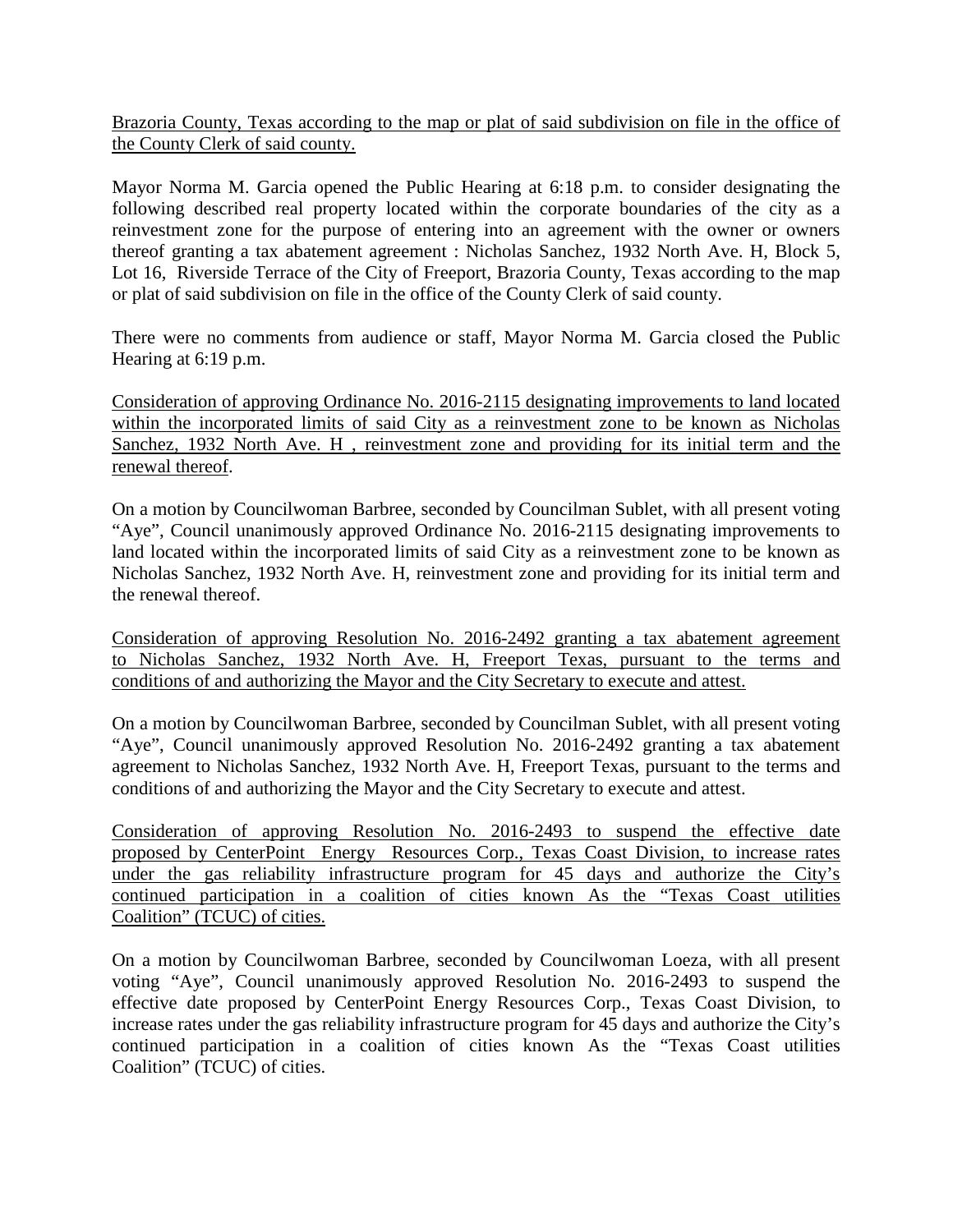Brazoria County, Texas according to the map or plat of said subdivision on file in the office of the County Clerk of said county.

Mayor Norma M. Garcia opened the Public Hearing at 6:18 p.m. to consider designating the following described real property located within the corporate boundaries of the city as a reinvestment zone for the purpose of entering into an agreement with the owner or owners thereof granting a tax abatement agreement : Nicholas Sanchez, 1932 North Ave. H, Block 5, Lot 16, Riverside Terrace of the City of Freeport, Brazoria County, Texas according to the map or plat of said subdivision on file in the office of the County Clerk of said county.

There were no comments from audience or staff, Mayor Norma M. Garcia closed the Public Hearing at 6:19 p.m.

Consideration of approving Ordinance No. 2016-2115 designating improvements to land located within the incorporated limits of said City as a reinvestment zone to be known as Nicholas Sanchez, 1932 North Ave. H , reinvestment zone and providing for its initial term and the renewal thereof.

On a motion by Councilwoman Barbree, seconded by Councilman Sublet, with all present voting "Aye", Council unanimously approved Ordinance No. 2016-2115 designating improvements to land located within the incorporated limits of said City as a reinvestment zone to be known as Nicholas Sanchez, 1932 North Ave. H, reinvestment zone and providing for its initial term and the renewal thereof.

Consideration of approving Resolution No. 2016-2492 granting a tax abatement agreement to Nicholas Sanchez, 1932 North Ave. H, Freeport Texas, pursuant to the terms and conditions of and authorizing the Mayor and the City Secretary to execute and attest.

On a motion by Councilwoman Barbree, seconded by Councilman Sublet, with all present voting "Aye", Council unanimously approved Resolution No. 2016-2492 granting a tax abatement agreement to Nicholas Sanchez, 1932 North Ave. H, Freeport Texas, pursuant to the terms and conditions of and authorizing the Mayor and the City Secretary to execute and attest.

Consideration of approving Resolution No. 2016-2493 to suspend the effective date proposed by CenterPoint Energy Resources Corp., Texas Coast Division, to increase rates under the gas reliability infrastructure program for 45 days and authorize the City's continued participation in a coalition of cities known As the "Texas Coast utilities Coalition" (TCUC) of cities.

On a motion by Councilwoman Barbree, seconded by Councilwoman Loeza, with all present voting "Aye", Council unanimously approved Resolution No. 2016-2493 to suspend the effective date proposed by CenterPoint Energy Resources Corp., Texas Coast Division, to increase rates under the gas reliability infrastructure program for 45 days and authorize the City's continued participation in a coalition of cities known As the "Texas Coast utilities Coalition" (TCUC) of cities.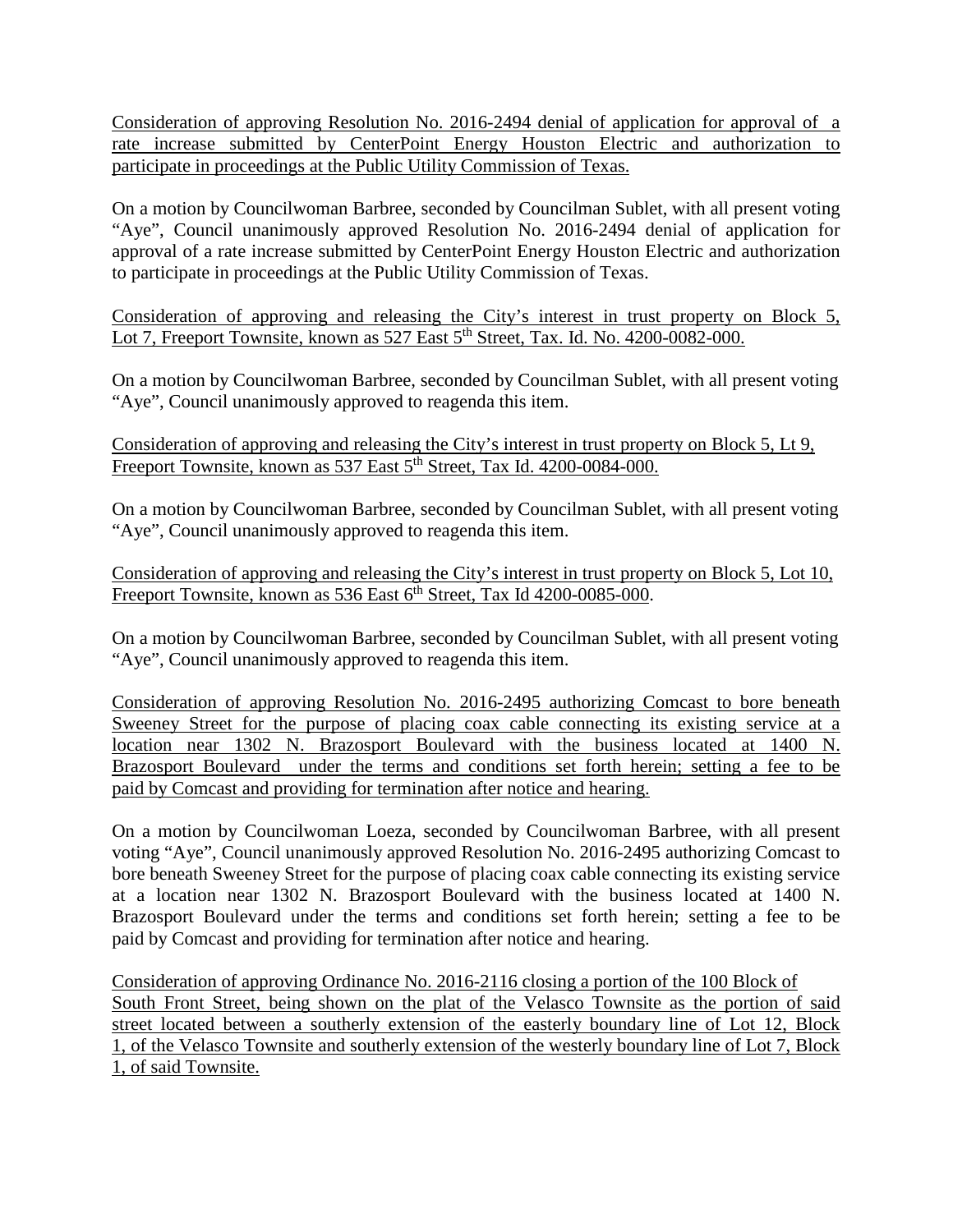Consideration of approving Resolution No. 2016-2494 denial of application for approval of a rate increase submitted by CenterPoint Energy Houston Electric and authorization to participate in proceedings at the Public Utility Commission of Texas.

On a motion by Councilwoman Barbree, seconded by Councilman Sublet, with all present voting "Aye", Council unanimously approved Resolution No. 2016-2494 denial of application for approval of a rate increase submitted by CenterPoint Energy Houston Electric and authorization to participate in proceedings at the Public Utility Commission of Texas.

Consideration of approving and releasing the City's interest in trust property on Block 5, Lot 7, Freeport Townsite, known as 527 East 5th Street, Tax. Id. No. 4200-0082-000.

On a motion by Councilwoman Barbree, seconded by Councilman Sublet, with all present voting "Aye", Council unanimously approved to reagenda this item.

Consideration of approving and releasing the City's interest in trust property on Block 5, Lt 9, Freeport Townsite, known as 537 East 5th Street, Tax Id. 4200-0084-000.

On a motion by Councilwoman Barbree, seconded by Councilman Sublet, with all present voting "Aye", Council unanimously approved to reagenda this item.

Consideration of approving and releasing the City's interest in trust property on Block 5, Lot 10, Freeport Townsite, known as 536 East 6th Street, Tax Id 4200-0085-000.

On a motion by Councilwoman Barbree, seconded by Councilman Sublet, with all present voting "Aye", Council unanimously approved to reagenda this item.

Consideration of approving Resolution No. 2016-2495 authorizing Comcast to bore beneath Sweeney Street for the purpose of placing coax cable connecting its existing service at a location near 1302 N. Brazosport Boulevard with the business located at 1400 N. Brazosport Boulevard under the terms and conditions set forth herein; setting a fee to be paid by Comcast and providing for termination after notice and hearing.

On a motion by Councilwoman Loeza, seconded by Councilwoman Barbree, with all present voting "Aye", Council unanimously approved Resolution No. 2016-2495 authorizing Comcast to bore beneath Sweeney Street for the purpose of placing coax cable connecting its existing service at a location near 1302 N. Brazosport Boulevard with the business located at 1400 N. Brazosport Boulevard under the terms and conditions set forth herein; setting a fee to be paid by Comcast and providing for termination after notice and hearing.

Consideration of approving Ordinance No. 2016-2116 closing a portion of the 100 Block of South Front Street, being shown on the plat of the Velasco Townsite as the portion of said street located between a southerly extension of the easterly boundary line of Lot 12, Block 1, of the Velasco Townsite and southerly extension of the westerly boundary line of Lot 7, Block 1, of said Townsite.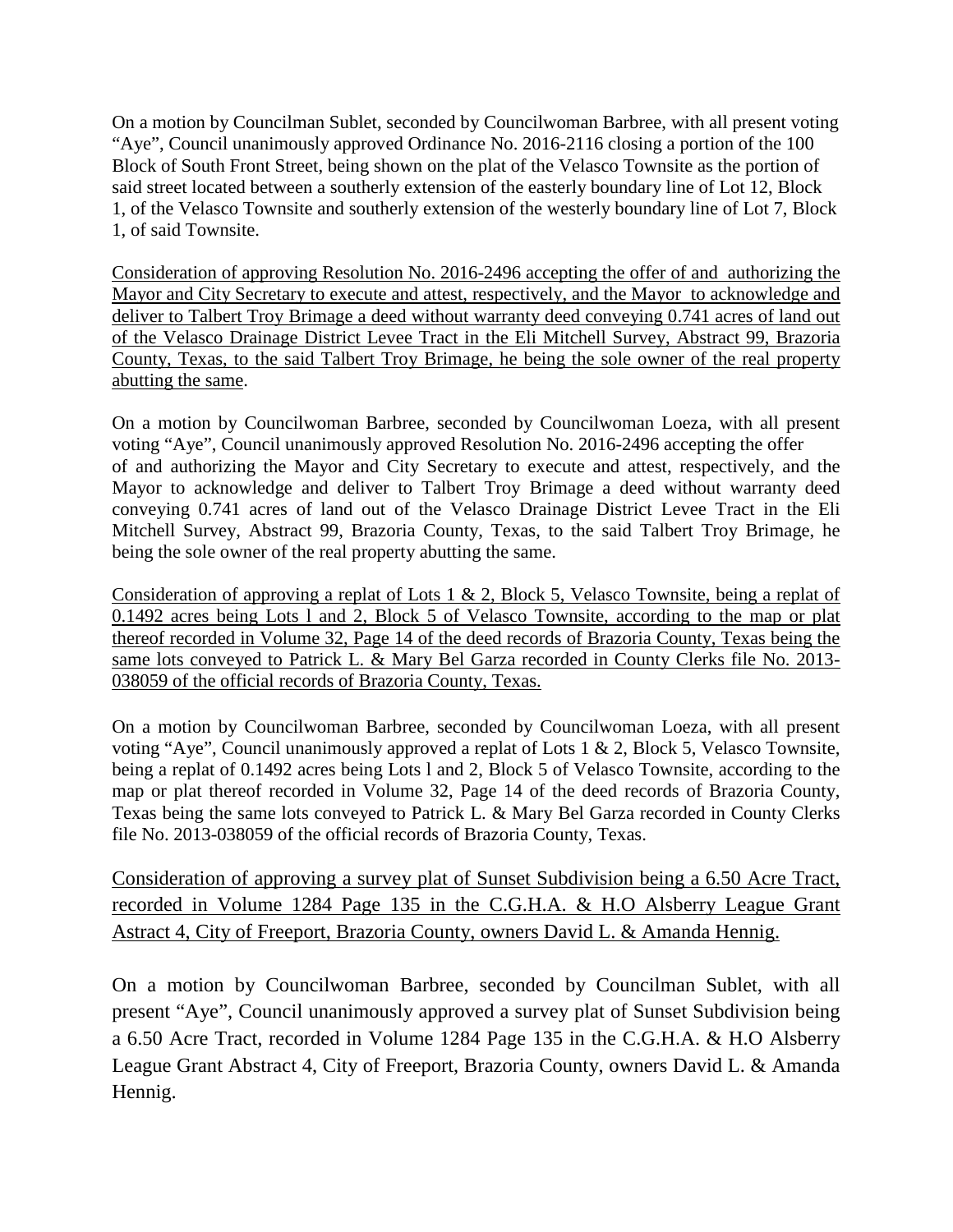On a motion by Councilman Sublet, seconded by Councilwoman Barbree, with all present voting "Aye", Council unanimously approved Ordinance No. 2016-2116 closing a portion of the 100 Block of South Front Street, being shown on the plat of the Velasco Townsite as the portion of said street located between a southerly extension of the easterly boundary line of Lot 12, Block 1, of the Velasco Townsite and southerly extension of the westerly boundary line of Lot 7, Block 1, of said Townsite.

<u>Consideration of approving Resolution No. 2016-2496 accepting the offer of and authorizing the Mayor and City Secretary to execute and attest, respectively, and the Mayor to acknowledge and deliver to Talbert Troy Brimage a deed without warranty deed conveying 0.741 acres of land out of the Velasco Drainage District Levee Tract in the Eli Mitchell Survey, Abstract 99, Brazoria County, Texas, to the said Talbert Troy Brimage, he being the sole owner of the real property abutting the same</u>.

On a motion by Councilwoman Barbree, seconded by Councilwoman Loeza, with all present voting "Aye", Council unanimously approved Resolution No. 2016-2496 accepting the offer of and authorizing the Mayor and City Secretary to execute and attest, respectively, and the Mayor to acknowledge and deliver to Talbert Troy Brimage a deed without warranty deed conveying 0.741 acres of land out of the Velasco Drainage District Levee Tract in the Eli Mitchell Survey, Abstract 99, Brazoria County, Texas, to the said Talbert Troy Brimage, he being the sole owner of the real property abutting the same.

<u>Consideration of approving a replat of Lots 1 & 2, Block 5, Velasco Townsite, being a replat of 0.1492 acres being Lots l and 2, Block 5 of Velasco Townsite, according to the map or plat thereof recorded in Volume 32, Page 14 of the deed records of Brazoria County, Texas being the same lots conveyed to Patrick L. & Mary Bel Garza recorded in County Clerks file No. 2013-038059 of the official records of Brazoria County, Texas.</u>

On a motion by Councilwoman Barbree, seconded by Councilwoman Loeza, with all present voting "Aye", Council unanimously approved a replat of Lots 1 & 2, Block 5, Velasco Townsite, being a replat of 0.1492 acres being Lots l and 2, Block 5 of Velasco Townsite, according to the map or plat thereof recorded in Volume 32, Page 14 of the deed records of Brazoria County, Texas being the same lots conveyed to Patrick L. & Mary Bel Garza recorded in County Clerks file No. 2013-038059 of the official records of Brazoria County, Texas.

<u>Consideration of approving a survey plat of Sunset Subdivision being a 6.50 Acre Tract, recorded in Volume 1284 Page 135 in the C.G.H.A. & H.O Alsberry League Grant Astract 4, City of Freeport, Brazoria County, owners David L. & Amanda Hennig.</u>

On a motion by Councilwoman Barbree, seconded by Councilman Sublet, with all present "Aye", Council unanimously approved a survey plat of Sunset Subdivision being a 6.50 Acre Tract, recorded in Volume 1284 Page 135 in the C.G.H.A. & H.O Alsberry League Grant Abstract 4, City of Freeport, Brazoria County, owners David L. & Amanda Hennig.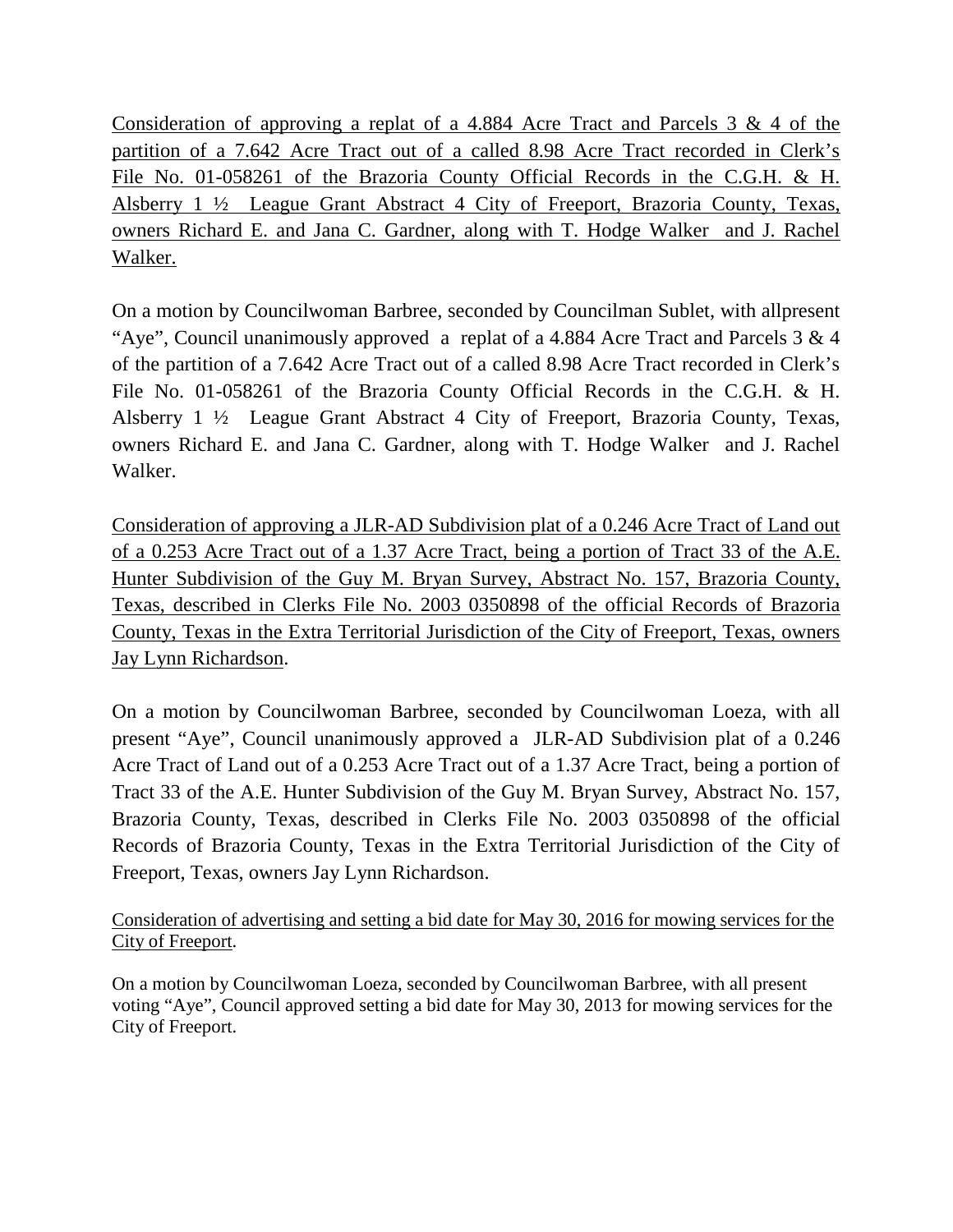<u>Consideration of approving a replat of a 4.884 Acre Tract and Parcels 3 & 4 of the partition of a 7.642 Acre Tract out of a called 8.98 Acre Tract recorded in Clerk's File No. 01-058261 of the Brazoria County Official Records in the C.G.H. & H. Alsberry 1 ½ League Grant Abstract 4 City of Freeport, Brazoria County, Texas, owners Richard E. and Jana C. Gardner, along with T. Hodge Walker and J. Rachel Walker.</u>

On a motion by Councilwoman Barbree, seconded by Councilman Sublet, with allpresent "Aye", Council unanimously approved a replat of a 4.884 Acre Tract and Parcels 3 & 4 of the partition of a 7.642 Acre Tract out of a called 8.98 Acre Tract recorded in Clerk's File No. 01-058261 of the Brazoria County Official Records in the C.G.H. & H. Alsberry 1 ½ League Grant Abstract 4 City of Freeport, Brazoria County, Texas, owners Richard E. and Jana C. Gardner, along with T. Hodge Walker and J. Rachel Walker.

<u>Consideration of approving a JLR-AD Subdivision plat of a 0.246 Acre Tract of Land out of a 0.253 Acre Tract out of a 1.37 Acre Tract, being a portion of Tract 33 of the A.E. Hunter Subdivision of the Guy M. Bryan Survey, Abstract No. 157, Brazoria County, Texas, described in Clerks File No. 2003 0350898 of the official Records of Brazoria County, Texas in the Extra Territorial Jurisdiction of the City of Freeport, Texas, owners Jay Lynn Richardson</u>.

On a motion by Councilwoman Barbree, seconded by Councilwoman Loeza, with all present "Aye", Council unanimously approved a JLR-AD Subdivision plat of a 0.246 Acre Tract of Land out of a 0.253 Acre Tract out of a 1.37 Acre Tract, being a portion of Tract 33 of the A.E. Hunter Subdivision of the Guy M. Bryan Survey, Abstract No. 157, Brazoria County, Texas, described in Clerks File No. 2003 0350898 of the official Records of Brazoria County, Texas in the Extra Territorial Jurisdiction of the City of Freeport, Texas, owners Jay Lynn Richardson.

<u>Consideration of advertising and setting a bid date for May 30, 2016 for mowing services for the City of Freeport</u>.

On a motion by Councilwoman Loeza, seconded by Councilwoman Barbree, with all present voting "Aye", Council approved setting a bid date for May 30, 2013 for mowing services for the City of Freeport.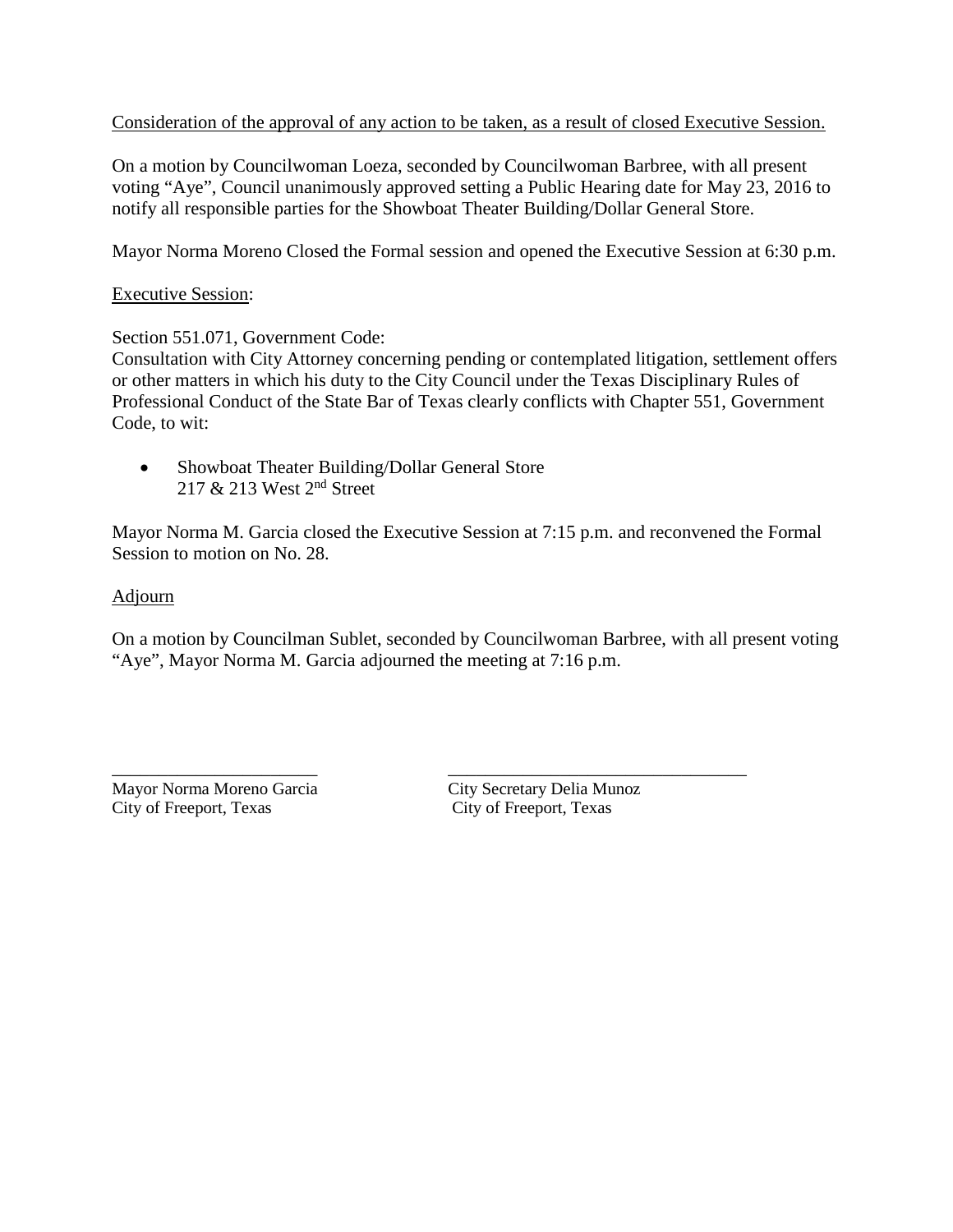<u>Consideration of the approval of any action to be taken, as a result of closed Executive Session.</u>

On a motion by Councilwoman Loeza, seconded by Councilwoman Barbree, with all present voting "Aye", Council unanimously approved setting a Public Hearing date for May 23, 2016 to notify all responsible parties for the Showboat Theater Building/Dollar General Store.

Mayor Norma Moreno Closed the Formal session and opened the Executive Session at 6:30 p.m.

<u>Executive Session</u>:

Section 551.071, Government Code:
Consultation with City Attorney concerning pending or contemplated litigation, settlement offers or other matters in which his duty to the City Council under the Texas Disciplinary Rules of Professional Conduct of the State Bar of Texas clearly conflicts with Chapter 551, Government Code, to wit:

- Showboat Theater Building/Dollar General Store
  217 & 213 West 2nd Street

Mayor Norma M. Garcia closed the Executive Session at 7:15 p.m. and reconvened the Formal Session to motion on No. 28.

<u>Adjourn</u>

On a motion by Councilman Sublet, seconded by Councilwoman Barbree, with all present voting "Aye", Mayor Norma M. Garcia adjourned the meeting at 7:16 p.m.

\_\_\_\_\_\_\_\_\_\_\_\_\_\_\_\_\_\_\_\_\_\_\_\_
Mayor Norma Moreno Garcia
City of Freeport, Texas

\_\_\_\_\_\_\_\_\_\_\_\_\_\_\_\_\_\_\_\_\_\_\_\_
City Secretary Delia Munoz
City of Freeport, Texas